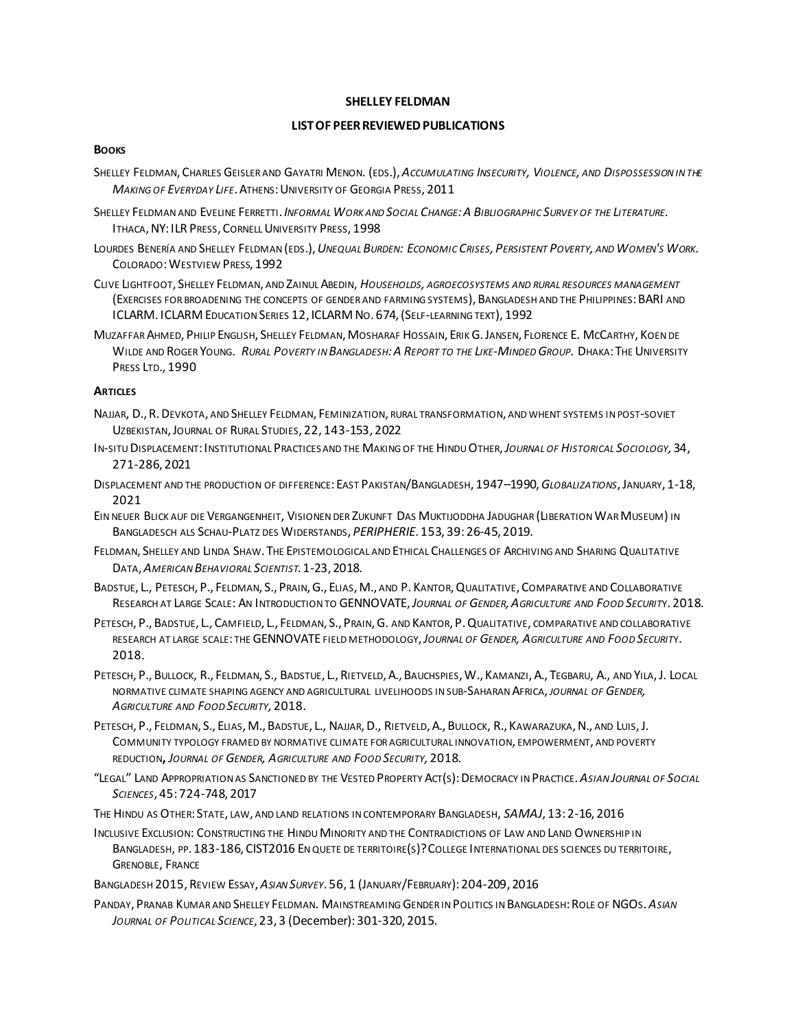# SHELLEY FELDMAN

## LIST OF PEER REVIEWED PUBLICATIONS

### BOOKS

SHELLEY FELDMAN, CHARLES GEISLER AND GAYATRI MENON. (EDS.), *ACCUMULATING INSECURITY, VIOLENCE, AND DISPOSSESSION IN THE MAKING OF EVERYDAY LIFE*. ATHENS: UNIVERSITY OF GEORGIA PRESS, 2011

SHELLEY FELDMAN AND EVELINE FERRETTI. *INFORMAL WORK AND SOCIAL CHANGE: A BIBLIOGRAPHIC SURVEY OF THE LITERATURE*. ITHACA, NY: ILR PRESS, CORNELL UNIVERSITY PRESS, 1998

LOURDES BENERÍA AND SHELLEY FELDMAN (EDS.), *UNEQUAL BURDEN: ECONOMIC CRISES, PERSISTENT POVERTY, AND WOMEN'S WORK*. COLORADO: WESTVIEW PRESS, 1992

CLIVE LIGHTFOOT, SHELLEY FELDMAN, AND ZAINUL ABEDIN, *HOUSEHOLDS, AGROECOSYSTEMS AND RURAL RESOURCES MANAGEMENT* (EXERCISES FOR BROADENING THE CONCEPTS OF GENDER AND FARMING SYSTEMS), BANGLADESH AND THE PHILIPPINES: BARI AND ICLARM. ICLARM EDUCATION SERIES 12, ICLARM NO. 674, (SELF-LEARNING TEXT), 1992

MUZAFFAR AHMED, PHILIP ENGLISH, SHELLEY FELDMAN, MOSHARAF HOSSAIN, ERIK G. JANSEN, FLORENCE E. MCCARTHY, KOEN DE WILDE AND ROGER YOUNG. *RURAL POVERTY IN BANGLADESH: A REPORT TO THE LIKE-MINDED GROUP*. DHAKA: THE UNIVERSITY PRESS LTD., 1990

### ARTICLES

NAJJAR, D., R. DEVKOTA, AND SHELLEY FELDMAN, FEMINIZATION, RURAL TRANSFORMATION, AND WHENT SYSTEMS IN POST-SOVIET UZBEKISTAN, JOURNAL OF RURAL STUDIES, 22, 143-153, 2022

IN-SITU DISPLACEMENT: INSTITUTIONAL PRACTICES AND THE MAKING OF THE HINDU OTHER, *JOURNAL OF HISTORICAL SOCIOLOGY,* 34, 271-286, 2021

DISPLACEMENT AND THE PRODUCTION OF DIFFERENCE: EAST PAKISTAN/BANGLADESH, 1947–1990, *GLOBALIZATIONS*, JANUARY, 1-18, 2021

EIN NEUER BLICK AUF DIE VERGANGENHEIT, VISIONEN DER ZUKUNFT DAS MUKTIJODDHA JADUGHAR (LIBERATION WAR MUSEUM) IN BANGLADESCH ALS SCHAU-PLATZ DES WIDERSTANDS, *PERIPHERIE*. 153, 39: 26-45, 2019.

FELDMAN, SHELLEY AND LINDA SHAW. THE EPISTEMOLOGICAL AND ETHICAL CHALLENGES OF ARCHIVING AND SHARING QUALITATIVE DATA, *AMERICAN BEHAVIORAL SCIENTIST*. 1-23, 2018.

BADSTUE, L., PETESCH, P., FELDMAN, S., PRAIN, G., ELIAS, M., AND P. KANTOR, QUALITATIVE, COMPARATIVE AND COLLABORATIVE RESEARCH AT LARGE SCALE: AN INTRODUCTION TO GENNOVATE, *JOURNAL OF GENDER, AGRICULTURE AND FOOD SECURITY*. 2018.

PETESCH, P., BADSTUE, L., CAMFIELD, L., FELDMAN, S., PRAIN, G. AND KANTOR, P. QUALITATIVE, COMPARATIVE AND COLLABORATIVE RESEARCH AT LARGE SCALE: THE GENNOVATE FIELD METHODOLOGY, *JOURNAL OF GENDER, AGRICULTURE AND FOOD SECURITY*. 2018.

PETESCH, P., BULLOCK, R., FELDMAN, S., BADSTUE, L., RIETVELD, A., BAUCHSPIES, W., KAMANZI, A., TEGBARU, A., AND YILA, J. LOCAL NORMATIVE CLIMATE SHAPING AGENCY AND AGRICULTURAL LIVELIHOODS IN SUB-SAHARAN AFRICA, *JOURNAL OF GENDER, AGRICULTURE AND FOOD SECURITY,* 2018.

PETESCH, P., FELDMAN, S., ELIAS, M., BADSTUE, L., NAJJAR, D., RIETVELD, A., BULLOCK, R., KAWARAZUKA, N., AND LUIS, J. COMMUNITY TYPOLOGY FRAMED BY NORMATIVE CLIMATE FOR AGRICULTURAL INNOVATION, EMPOWERMENT, AND POVERTY REDUCTION**,** *JOURNAL OF GENDER, AGRICULTURE AND FOOD SECURITY,* 2018.

"LEGAL" LAND APPROPRIATION AS SANCTIONED BY THE VESTED PROPERTY ACT(S): DEMOCRACY IN PRACTICE. *ASIAN JOURNAL OF SOCIAL SCIENCES*, 45: 724-748, 2017

THE HINDU AS OTHER: STATE, LAW, AND LAND RELATIONS IN CONTEMPORARY BANGLADESH, *SAMAJ*, 13: 2-16, 2016

INCLUSIVE EXCLUSION: CONSTRUCTING THE HINDU MINORITY AND THE CONTRADICTIONS OF LAW AND LAND OWNERSHIP IN BANGLADESH, PP. 183-186, CIST2016 EN QUETE DE TERRITOIRE(S)? COLLEGE INTERNATIONAL DES SCIENCES DU TERRITOIRE, GRENOBLE, FRANCE

BANGLADESH 2015, REVIEW ESSAY, *ASIAN SURVEY*. 56, 1 (JANUARY/FEBRUARY): 204-209, 2016

PANDAY, PRANAB KUMAR AND SHELLEY FELDMAN. MAINSTREAMING GENDER IN POLITICS IN BANGLADESH: ROLE OF NGOS. *ASIAN JOURNAL OF POLITICAL SCIENCE*, 23, 3 (December): 301-320, 2015.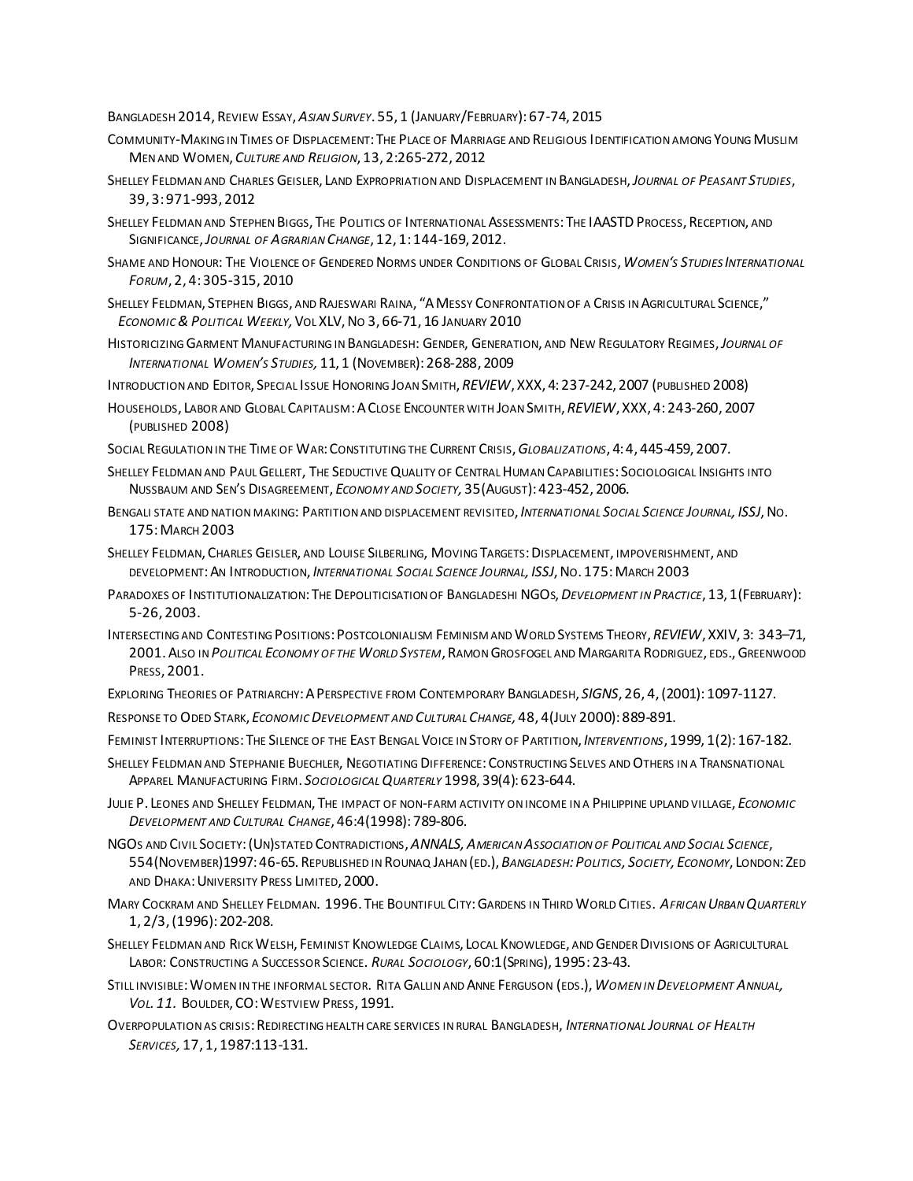Bangladesh 2014, Review Essay, *Asian Survey*. 55, 1 (January/February): 67-74, 2015

Community-Making in Times of Displacement: The Place of Marriage and Religious Identification among Young Muslim Men and Women, *Culture and Religion*, 13, 2:265-272, 2012

Shelley Feldman and Charles Geisler, Land Expropriation and Displacement in Bangladesh, *Journal of Peasant Studies*, 39, 3: 971-993, 2012

Shelley Feldman and Stephen Biggs, The Politics of International Assessments: The IAASTD Process, Reception, and Significance, *Journal of Agrarian Change*, 12, 1: 144-169, 2012.

Shame and Honour: The Violence of Gendered Norms under Conditions of Global Crisis, *Women's Studies International Forum*, 2, 4: 305-315, 2010

Shelley Feldman, Stephen Biggs, and Rajeswari Raina, "A Messy Confrontation of a Crisis in Agricultural Science," *Economic & Political Weekly,* Vol XLV, No 3, 66-71, 16 January 2010

Historicizing Garment Manufacturing in Bangladesh: Gender, Generation, and New Regulatory Regimes, *Journal of International Women's Studies,* 11, 1 (November): 268-288, 2009

Introduction and Editor, Special Issue Honoring Joan Smith, *REVIEW*, XXX, 4: 237-242, 2007 (published 2008)

Households, Labor and Global Capitalism: A Close Encounter with Joan Smith, *REVIEW*, XXX, 4: 243-260, 2007 (published 2008)

Social Regulation in the Time of War: Constituting the Current Crisis, *Globalizations*, 4: 4, 445-459, 2007.

Shelley Feldman and Paul Gellert, The Seductive Quality of Central Human Capabilities: Sociological Insights into Nussbaum and Sen's Disagreement, *Economy and Society,* 35(August): 423-452, 2006.

Bengali state and nation making: Partition and displacement revisited, *International Social Science Journal, ISSJ*, No. 175: March 2003

Shelley Feldman, Charles Geisler, and Louise Silberling, Moving Targets: Displacement, impoverishment, and development: An Introduction, *International Social Science Journal, ISSJ*, No. 175: March 2003

Paradoxes of Institutionalization: The Depoliticisation of Bangladeshi NGOs, *Development in Practice*, 13, 1(February): 5-26, 2003.

Intersecting and Contesting Positions: Postcolonialism Feminism and World Systems Theory, *REVIEW*, XXIV, 3: 343–71, 2001. Also in *Political Economy of the World System*, Ramon Grosfogel and Margarita Rodriguez, eds., Greenwood Press, 2001.

Exploring Theories of Patriarchy: A Perspective from Contemporary Bangladesh, *SIGNS*, 26, 4, (2001): 1097-1127.

Response to Oded Stark, *Economic Development and Cultural Change,* 48, 4(July 2000): 889-891.

Feminist Interruptions: The Silence of the East Bengal Voice in Story of Partition, *Interventions*, 1999, 1(2): 167-182.

Shelley Feldman and Stephanie Buechler, Negotiating Difference: Constructing Selves and Others in a Transnational Apparel Manufacturing Firm. *Sociological Quarterly* 1998, 39(4): 623-644.

Julie P. Leones and Shelley Feldman, The impact of non-farm activity on income in a Philippine upland village, *Economic Development and Cultural Change*, 46:4(1998): 789-806.

NGOs and Civil Society: (Un)stated Contradictions, *ANNALS, American Association of Political and Social Science*, 554(November)1997: 46-65. Republished in Rounaq Jahan (ed.), *Bangladesh: Politics, Society, Economy*, London: Zed and Dhaka: University Press Limited, 2000.

Mary Cockram and Shelley Feldman. 1996. The Bountiful City: Gardens in Third World Cities. *African Urban Quarterly* 1, 2/3, (1996): 202-208.

Shelley Feldman and Rick Welsh, Feminist Knowledge Claims, Local Knowledge, and Gender Divisions of Agricultural Labor: Constructing a Successor Science. *Rural Sociology*, 60:1(Spring), 1995: 23-43.

Still invisible: Women in the informal sector. Rita Gallin and Anne Ferguson (eds.), *Women in Development Annual, Vol. 11.* Boulder, CO: Westview Press, 1991.

Overpopulation as crisis: Redirecting health care services in rural Bangladesh, *International Journal of Health Services,* 17, 1, 1987:113-131.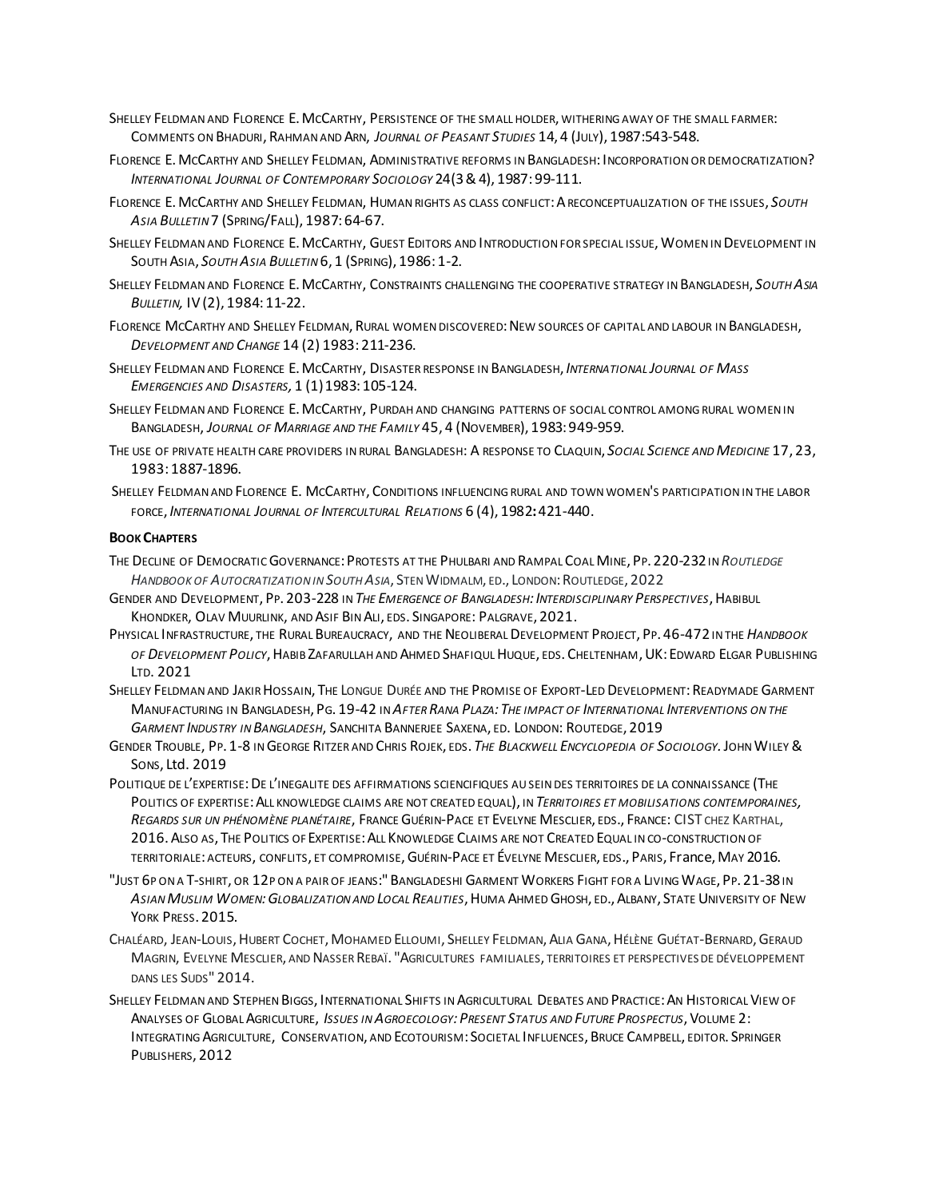Shelley Feldman and Florence E. McCarthy, Persistence of the small holder, withering away of the small farmer: Comments on Bhaduri, Rahman and Arn, *Journal of Peasant Studies* 14, 4 (July), 1987:543-548.

Florence E. McCarthy and Shelley Feldman, Administrative reforms in Bangladesh: Incorporation or democratization? *International Journal of Contemporary Sociology* 24(3 & 4), 1987: 99-111.

Florence E. McCarthy and Shelley Feldman, Human rights as class conflict: A reconceptualization of the issues, *South Asia Bulletin* 7 (Spring/Fall), 1987: 64-67.

Shelley Feldman and Florence E. McCarthy, Guest Editors and Introduction for special issue, Women in Development in South Asia, *South Asia Bulletin* 6, 1 (Spring), 1986: 1-2.

Shelley Feldman and Florence E. McCarthy, Constraints challenging the cooperative strategy in Bangladesh, *South Asia Bulletin,* IV (2), 1984: 11-22.

Florence McCarthy and Shelley Feldman, Rural women discovered: New sources of capital and labour in Bangladesh, *Development and Change* 14 (2) 1983: 211-236.

Shelley Feldman and Florence E. McCarthy, Disaster response in Bangladesh, *International Journal of Mass Emergencies and Disasters,* 1 (1) 1983: 105-124.

Shelley Feldman and Florence E. McCarthy, Purdah and changing patterns of social control among rural women in Bangladesh, *Journal of Marriage and the Family* 45, 4 (November), 1983: 949-959.

The use of private health care providers in rural Bangladesh: A response to Claquin, *Social Science and Medicine* 17, 23, 1983: 1887-1896.

Shelley Feldman and Florence E. McCarthy, Conditions influencing rural and town women's participation in the labor force, *International Journal of Intercultural Relations* 6 (4), 1982**:** 421-440.

**Book Chapters**

The Decline of Democratic Governance: Protests at the Phulbari and Rampal Coal Mine, Pp. 220-232 in *Routledge Handbook of Autocratization in South Asia*, Sten Widmalm, ed., London: Routledge, 2022

Gender and Development, Pp. 203-228 in *The Emergence of Bangladesh: Interdisciplinary Perspectives*, Habibul Khondker, Olav Muurlink, and Asif Bin Ali, eds. Singapore: Palgrave, 2021.

Physical Infrastructure, the Rural Bureaucracy, and the Neoliberal Development Project, Pp. 46-472 in the *Handbook of Development Policy*, Habib Zafarullah and Ahmed Shafiqul Huque, eds. Cheltenham, UK: Edward Elgar Publishing Ltd. 2021

Shelley Feldman and Jakir Hossain, The Longue Durée and the Promise of Export-Led Development: Readymade Garment Manufacturing in Bangladesh, Pg. 19-42 in *After Rana Plaza: The impact of International Interventions on the Garment Industry in Bangladesh*, Sanchita Bannerjee Saxena, ed. London: Routedge, 2019

Gender Trouble, Pp. 1-8 in George Ritzer and Chris Rojek, eds. *The Blackwell Encyclopedia of Sociology.* John Wiley & Sons, Ltd. 2019

Politique de l'expertise: De l'inegalite des affirmations sciencifiques au sein des territoires de la connaissance (The Politics of expertise: All knowledge claims are not created equal), in *Territoires et mobilisations contemporaines, Regards sur un phénomène planétaire*, France Guérin-Pace et Evelyne Mesclier, eds., France: CIST chez Karthal, 2016. Also as, The Politics of Expertise: All Knowledge Claims are not Created Equal in co-construction of territoriale: acteurs, conflits, et compromise, Guérin-Pace et Évelyne Mesclier, eds., Paris, France, May 2016.

"Just 6p on a T-shirt, or 12p on a pair of jeans:" Bangladeshi Garment Workers Fight for a Living Wage, Pp. 21-38 in *Asian Muslim Women: Globalization and Local Realities*, Huma Ahmed Ghosh, ed., Albany, State University of New York Press. 2015.

Chaléard, Jean-Louis, Hubert Cochet, Mohamed Elloumi, Shelley Feldman, Alia Gana, Hélène Guétat-Bernard, Geraud Magrin, Evelyne Mesclier, and Nasser Rebaï. "Agricultures familiales, territoires et perspectives de développement dans les Suds" 2014.

Shelley Feldman and Stephen Biggs, International Shifts in Agricultural Debates and Practice: An Historical View of Analyses of Global Agriculture, *Issues in Agroecology: Present Status and Future Prospectus*, Volume 2: Integrating Agriculture, Conservation, and Ecotourism: Societal Influences, Bruce Campbell, editor. Springer Publishers, 2012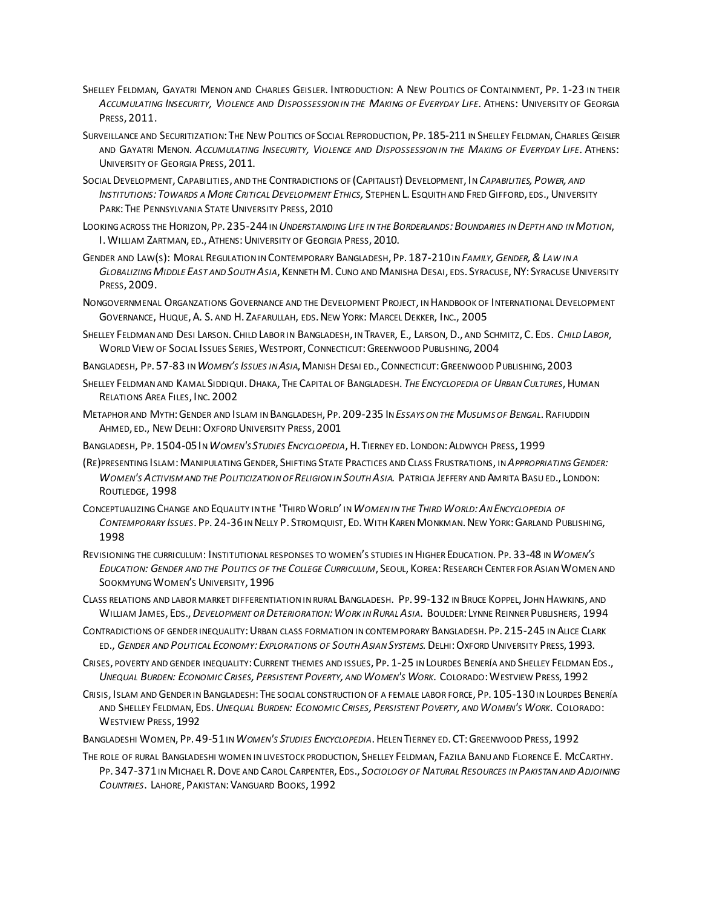Shelley Feldman, Gayatri Menon and Charles Geisler. Introduction: A New Politics of Containment, Pp. 1-23 in their *Accumulating Insecurity, Violence and Dispossession in the Making of Everyday Life*. Athens: University of Georgia Press, 2011.

Surveillance and Securitization: The New Politics of Social Reproduction, Pp. 185-211 in Shelley Feldman, Charles Geisler and Gayatri Menon. *Accumulating Insecurity, Violence and Dispossession in the Making of Everyday Life*. Athens: University of Georgia Press, 2011.

Social Development, Capabilities, and the Contradictions of (Capitalist) Development, In *Capabilities, Power, and Institutions: Towards a More Critical Development Ethics,* Stephen L. Esquith and Fred Gifford, eds., University Park: The Pennsylvania State University Press, 2010

Looking across the Horizon, Pp. 235-244 in *Understanding Life in the Borderlands: Boundaries in Depth and in Motion*, I. William Zartman, ed., Athens: University of Georgia Press, 2010.

Gender and Law(s): Moral Regulation in Contemporary Bangladesh, Pp. 187-210 in *Family, Gender, & Law in a Globalizing Middle East and South Asia*, Kenneth M. Cuno and Manisha Desai, eds. Syracuse, NY: Syracuse University Press, 2009.

Nongovernmenal Organzations Governance and the Development Project, in Handbook of International Development Governance, Huque, A. S. and H. Zafarullah, eds. New York: Marcel Dekker, Inc., 2005

Shelley Feldman and Desi Larson. Child Labor in Bangladesh, in Traver, E., Larson, D., and Schmitz, C. Eds. *Child Labor*, World View of Social Issues Series, Westport, Connecticut: Greenwood Publishing, 2004

Bangladesh, Pp. 57-83 in *Women's Issues in Asia*, Manish Desai ed., Connecticut: Greenwood Publishing, 2003

Shelley Feldman and Kamal Siddiqui. Dhaka, The Capital of Bangladesh. *The Encyclopedia of Urban Cultures*, Human Relations Area Files, Inc. 2002

Metaphor and Myth: Gender and Islam in Bangladesh, Pp. 209-235 In *Essays on the Muslims of Bengal*. Rafiuddin Ahmed, ed., New Delhi: Oxford University Press, 2001

Bangladesh, Pp. 1504-05 In *Women's Studies Encyclopedia*, H. Tierney ed. London: Aldwych Press, 1999

(Re)presenting Islam: Manipulating Gender, Shifting State Practices and Class Frustrations, in *Appropriating Gender: Women's Activism and the Politicization of Religion in South Asia.* Patricia Jeffery and Amrita Basu ed., London: Routledge, 1998

Conceptualizing Change and Equality in the 'Third World' in *Women in the Third World: An Encyclopedia of Contemporary Issues*. Pp. 24-36 in Nelly P. Stromquist, Ed. With Karen Monkman. New York: Garland Publishing, 1998

Revisioning the curriculum: Institutional responses to women's studies in Higher Education. Pp. 33-48 in *Women's Education: Gender and the Politics of the College Curriculum*, Seoul, Korea: Research Center for Asian Women and Sookmyung Women's University, 1996

Class relations and labor market differentiation in rural Bangladesh. Pp. 99-132 in Bruce Koppel, John Hawkins, and William James, Eds., *Development or Deterioration: Work in Rural Asia.* Boulder: Lynne Reinner Publishers, 1994

Contradictions of gender inequality: Urban class formation in contemporary Bangladesh. Pp. 215-245 in Alice Clark ed., *Gender and Political Economy: Explorations of South Asian Systems.* Delhi: Oxford University Press, 1993.

Crises, poverty and gender inequality: Current themes and issues, Pp. 1-25 in Lourdes Benería and Shelley Feldman Eds., *Unequal Burden: Economic Crises, Persistent Poverty, and Women's Work.* Colorado: Westview Press, 1992

Crisis, Islam and Gender in Bangladesh: The social construction of a female labor force, Pp. 105-130 in Lourdes Benería and Shelley Feldman, Eds. *Unequal Burden: Economic Crises, Persistent Poverty, and Women's Work.* Colorado: Westview Press, 1992

Bangladeshi Women, Pp. 49-51 in *Women's Studies Encyclopedia*. Helen Tierney ed. CT: Greenwood Press, 1992

The role of rural Bangladeshi women in livestock production, Shelley Feldman, Fazila Banu and Florence E. McCarthy. Pp. 347-371 in Michael R. Dove and Carol Carpenter, Eds., *Sociology of Natural Resources in Pakistan and Adjoining Countries.* Lahore, Pakistan: Vanguard Books, 1992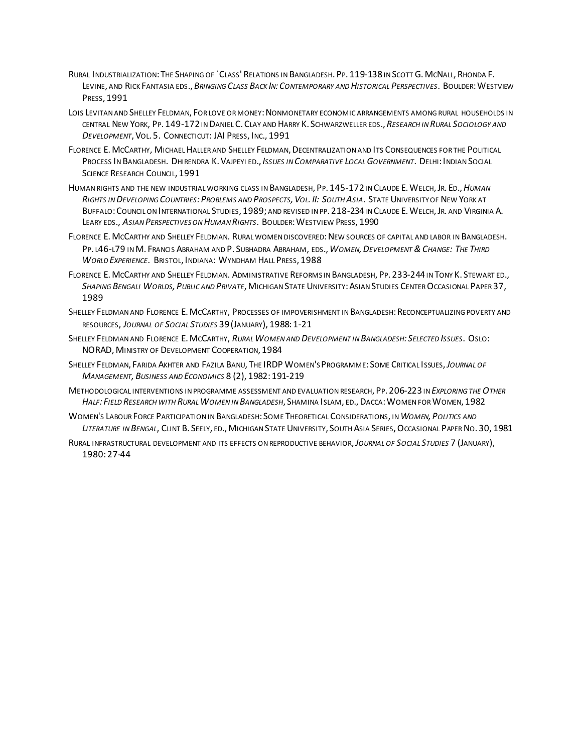Rural Industrialization: The Shaping of `Class' Relations in Bangladesh. Pp. 119-138 in Scott G. McNall, Rhonda F. Levine, and Rick Fantasia eds., *Bringing Class Back In: Contemporary and Historical Perspectives*. Boulder: Westview Press, 1991

Lois Levitan and Shelley Feldman, For love or money: Nonmonetary economic arrangements among rural households in central New York, Pp. 149-172 in Daniel C. Clay and Harry K. Schwarzweller eds., *Research in Rural Sociology and Development*, Vol. 5. Connecticut: JAI Press, Inc., 1991

Florence E. McCarthy, Michael Haller and Shelley Feldman, Decentralization and Its Consequences for the Political Process In Bangladesh. Dhirendra K. Vajpeyi ed., *Issues in Comparative Local Government*. Delhi: Indian Social Science Research Council, 1991

Human rights and the new industrial working class in Bangladesh, Pp. 145-172 in Claude E. Welch, Jr. Ed., *Human Rights in Developing Countries: Problems and Prospects, Vol. II: South Asia*. State University of New York at Buffalo: Council on International Studies, 1989; and revised in pp. 218-234 in Claude E. Welch, Jr. and Virginia A. Leary eds., *Asian Perspectives on Human Rights*. Boulder: Westview Press, 1990

Florence E. McCarthy and Shelley Feldman. Rural women discovered: New sources of capital and labor in Bangladesh. Pp. l46-l79 in M. Francis Abraham and P. Subhadra Abraham, eds., *Women, Development & Change: The Third World Experience*. Bristol, Indiana: Wyndham Hall Press, 1988

Florence E. McCarthy and Shelley Feldman. Administrative Reforms in Bangladesh, Pp. 233-244 in Tony K. Stewart ed., *Shaping Bengali Worlds, Public and Private*, Michigan State University: Asian Studies Center Occasional Paper 37, 1989

Shelley Feldman and Florence E. McCarthy, Processes of impoverishment in Bangladesh: Reconceptualizing poverty and resources, *Journal of Social Studies* 39 (January), 1988: 1-21

Shelley Feldman and Florence E. McCarthy, *Rural Women and Development in Bangladesh: Selected Issues*. Oslo: NORAD, Ministry of Development Cooperation, 1984

Shelley Feldman, Farida Akhter and Fazila Banu, The IRDP Women's Programme: Some Critical Issues, *Journal of Management, Business and Economics* 8 (2), 1982: 191-219

Methodological interventions in programme assessment and evaluation research, Pp. 206-223 in *Exploring the Other Half: Field Research with Rural Women in Bangladesh*, Shamina Islam, ed., Dacca: Women for Women, 1982

Women's Labour Force Participation in Bangladesh: Some Theoretical Considerations, in *Women, Politics and Literature in Bengal*, Clint B. Seely, ed., Michigan State University, South Asia Series, Occasional Paper No. 30, 1981

Rural infrastructural development and its effects on reproductive behavior, *Journal of Social Studies* 7 (January), 1980: 27-44